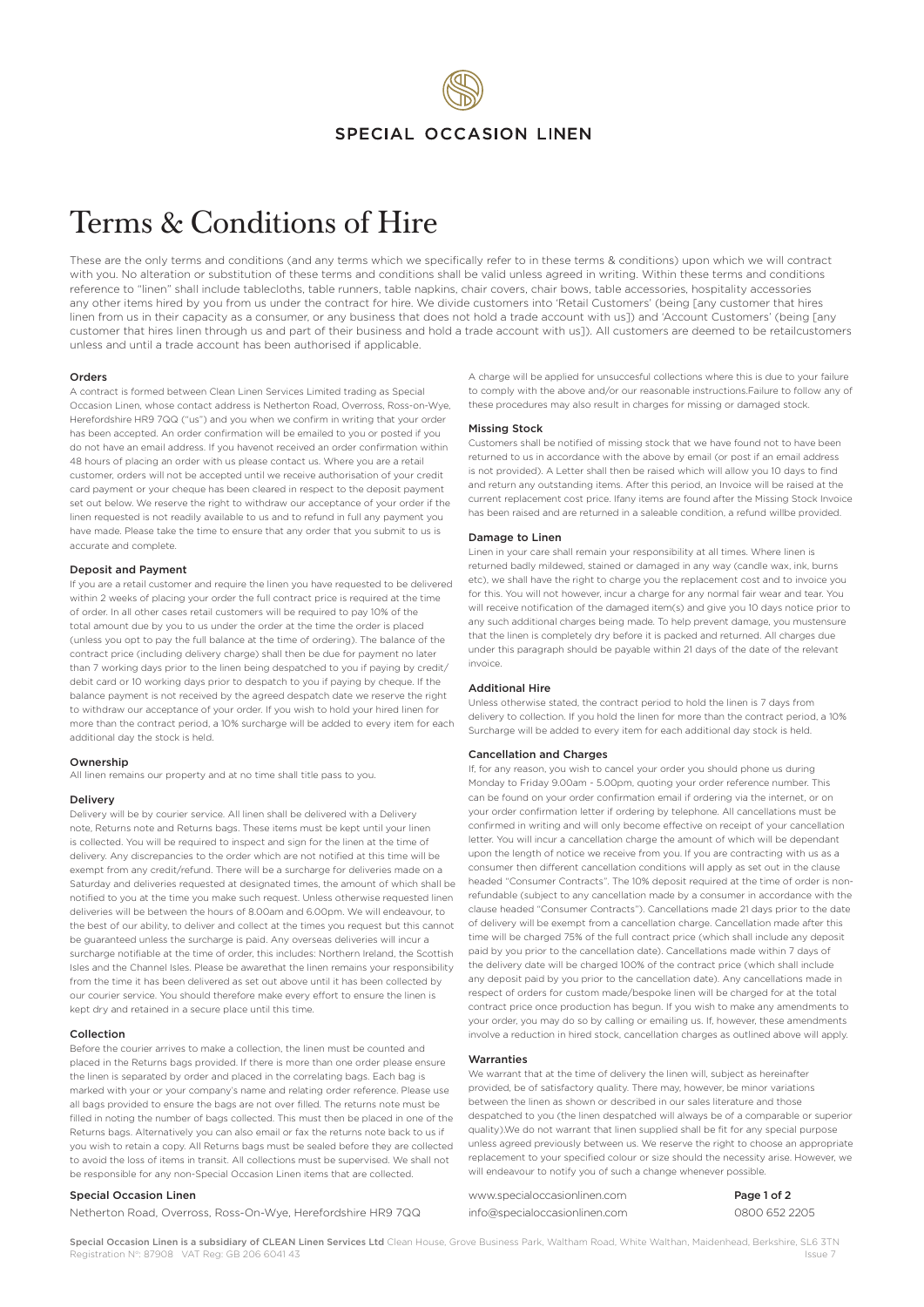SPECIAL OCCASION LINEN

# Terms & Conditions of Hire

These are the only terms and conditions (and any terms which we specifically refer to in these terms & conditions) upon which we will contract with you. No alteration or substitution of these terms and conditions shall be valid unless agreed in writing. Within these terms and conditions reference to "linen" shall include tablecloths, table runners, table napkins, chair covers, chair bows, table accessories, hospitality accessories any other items hired by you from us under the contract for hire. We divide customers into 'Retail Customers' (being [any customer that hires linen from us in their capacity as a consumer, or any business that does not hold a trade account with us]) and 'Account Customers' (being [any customer that hires linen through us and part of their business and hold a trade account with us]). All customers are deemed to be retailcustomers unless and until a trade account has been authorised if applicable.

### Orders

A contract is formed between Clean Linen Services Limited trading as Special Occasion Linen, whose contact address is Netherton Road, Overross, Ross-on-Wye, Herefordshire HR9 7QQ ("us") and you when we confirm in writing that your order has been accepted. An order confirmation will be emailed to you or posted if you do not have an email address. If you havenot received an order confirmation within 48 hours of placing an order with us please contact us. Where you are a retail customer, orders will not be accepted until we receive authorisation of your credit card payment or your cheque has been cleared in respect to the deposit payment set out below. We reserve the right to withdraw our acceptance of your order if the linen requested is not readily available to us and to refund in full any payment you have made. Please take the time to ensure that any order that you submit to us is accurate and complete.

### Deposit and Payment

If you are a retail customer and require the linen you have requested to be delivered within 2 weeks of placing your order the full contract price is required at the time of order. In all other cases retail customers will be required to pay 10% of the total amount due by you to us under the order at the time the order is placed (unless you opt to pay the full balance at the time of ordering). The balance of the contract price (including delivery charge) shall then be due for payment no later than 7 working days prior to the linen being despatched to you if paying by credit/debit card or 10 working days prior to despatch to you if paying by cheque. If the balance payment is not received by the agreed despatch date we reserve the right to withdraw our acceptance of your order. If you wish to hold your hired linen for more than the contract period, a 10% surcharge will be added to every item for each additional day the stock is held.

### Ownership

All linen remains our property and at no time shall title pass to you.

### Delivery

Delivery will be by courier service. All linen shall be delivered with a Delivery note, Returns note and Returns bags. These items must be kept until your linen is collected. You will be required to inspect and sign for the linen at the time of delivery. Any discrepancies to the order which are not notified at this time will be exempt from any credit/refund. There will be a surcharge for deliveries made on a Saturday and deliveries requested at designated times, the amount of which shall be notified to you at the time you make such request. Unless otherwise requested linen deliveries will be between the hours of 8.00am and 6.00pm. We will endeavour, to the best of our ability, to deliver and collect at the times you request but this cannot be guaranteed unless the surcharge is paid. Any overseas deliveries will incur a surcharge notifiable at the time of order, this includes: Northern Ireland, the Scottish Isles and the Channel Isles. Please be awarethat the linen remains your responsibility from the time it has been delivered as set out above until it has been collected by our courier service. You should therefore make every effort to ensure the linen is kept dry and retained in a secure place until this time.

### Collection

Before the courier arrives to make a collection, the linen must be counted and placed in the Returns bags provided. If there is more than one order please ensure the linen is separated by order and placed in the correlating bags. Each bag is marked with your or your company's name and relating order reference. Please use all bags provided to ensure the bags are not over filled. The returns note must be filled in noting the number of bags collected. This must then be placed in one of the Returns bags. Alternatively you can also email or fax the returns note back to us if you wish to retain a copy. All Returns bags must be sealed before they are collected to avoid the loss of items in transit. All collections must be supervised. We shall not be responsible for any non-Special Occasion Linen items that are collected.

A charge will be applied for unsuccesful collections where this is due to your failure to comply with the above and/or our reasonable instructions.Failure to follow any of these procedures may also result in charges for missing or damaged stock.

### Missing Stock

Customers shall be notified of missing stock that we have found not to have been returned to us in accordance with the above by email (or post if an email address is not provided). A Letter shall then be raised which will allow you 10 days to find and return any outstanding items. After this period, an Invoice will be raised at the current replacement cost price. Ifany items are found after the Missing Stock Invoice has been raised and are returned in a saleable condition, a refund willbe provided.

### Damage to Linen

Linen in your care shall remain your responsibility at all times. Where linen is returned badly mildewed, stained or damaged in any way (candle wax, ink, burns etc), we shall have the right to charge you the replacement cost and to invoice you for this. You will not however, incur a charge for any normal fair wear and tear. You will receive notification of the damaged item(s) and give you 10 days notice prior to any such additional charges being made. To help prevent damage, you mustensure that the linen is completely dry before it is packed and returned. All charges due under this paragraph should be payable within 21 days of the date of the relevant invoice.

### Additional Hire

Unless otherwise stated, the contract period to hold the linen is 7 days from delivery to collection. If you hold the linen for more than the contract period, a 10% Surcharge will be added to every item for each additional day stock is held.

### Cancellation and Charges

If, for any reason, you wish to cancel your order you should phone us during Monday to Friday 9.00am - 5.00pm, quoting your order reference number. This can be found on your order confirmation email if ordering via the internet, or on your order confirmation letter if ordering by telephone. All cancellations must be confirmed in writing and will only become effective on receipt of your cancellation letter. You will incur a cancellation charge the amount of which will be dependant upon the length of notice we receive from you. If you are contracting with us as a consumer then different cancellation conditions will apply as set out in the clause headed "Consumer Contracts". The 10% deposit required at the time of order is non-refundable (subject to any cancellation made by a consumer in accordance with the clause headed "Consumer Contracts"). Cancellations made 21 days prior to the date of delivery will be exempt from a cancellation charge. Cancellation made after this time will be charged 75% of the full contract price (which shall include any deposit paid by you prior to the cancellation date). Cancellations made within 7 days of the delivery date will be charged 100% of the contract price (which shall include any deposit paid by you prior to the cancellation date). Any cancellations made in respect of orders for custom made/bespoke linen will be charged for at the total contract price once production has begun. If you wish to make any amendments to your order, you may do so by calling or emailing us. If, however, these amendments involve a reduction in hired stock, cancellation charges as outlined above will apply.

### Warranties

We warrant that at the time of delivery the linen will, subject as hereinafter provided, be of satisfactory quality. There may, however, be minor variations between the linen as shown or described in our sales literature and those despatched to you (the linen despatched will always be of a comparable or superior quality).We do not warrant that linen supplied shall be fit for any special purpose unless agreed previously between us. We reserve the right to choose an appropriate replacement to your specified colour or size should the necessity arise. However, we will endeavour to notify you of such a change whenever possible.

Special Occasion Linen
Netherton Road, Overross, Ross-On-Wye, Herefordshire HR9 7QQ

www.specialoccasionlinen.com
info@specialoccasionlinen.com
0800 652 2205

**Special Occasion Linen is a subsidiary of CLEAN Linen Services Ltd** Clean House, Grove Business Park, Waltham Road, White Walthan, Maidenhead, Berkshire, SL6 3TN
Registration No: 87908 VAT Reg: GB 206 6041 43 Issue 7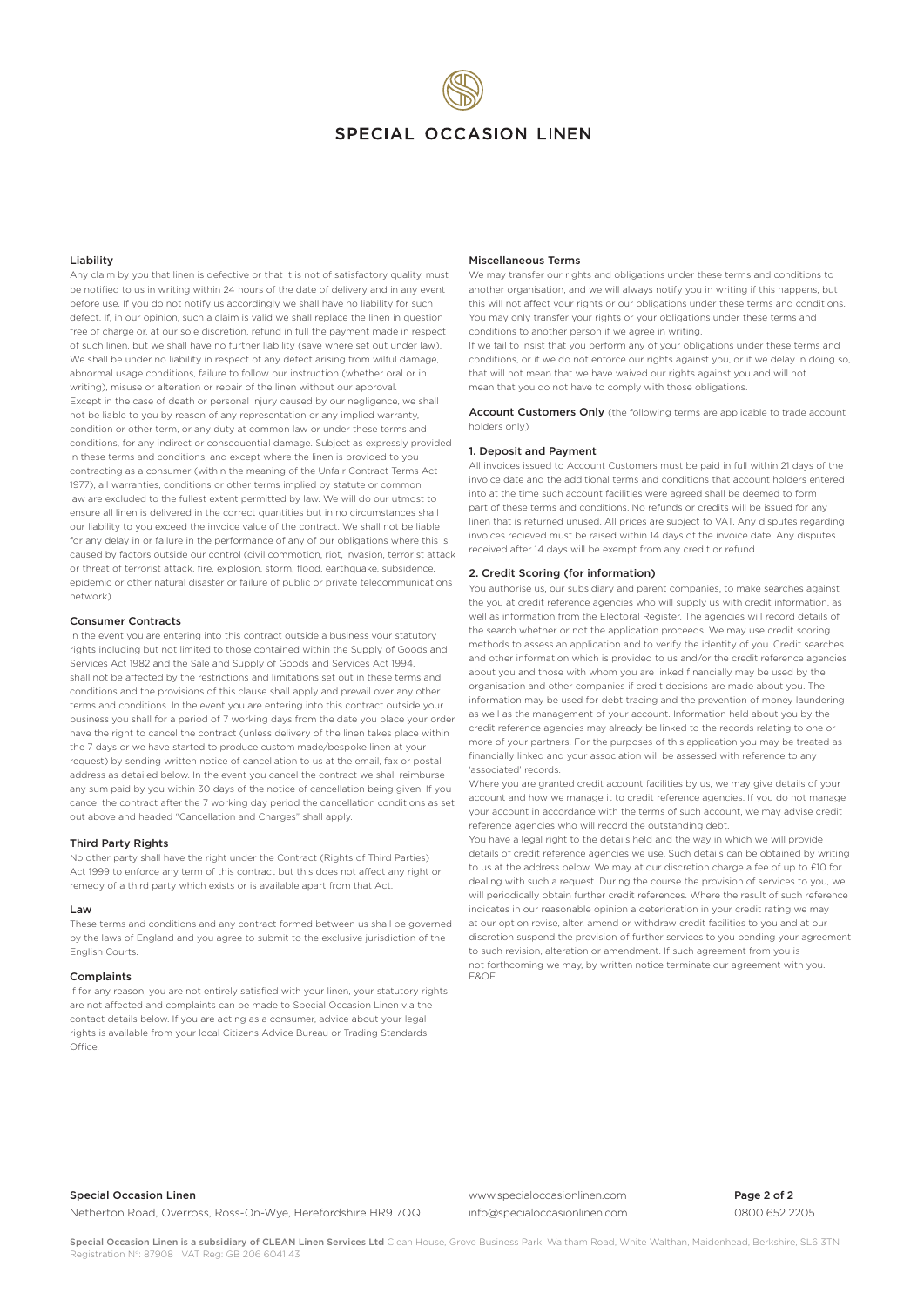# SPECIAL OCCASION LINEN

### Liability

Any claim by you that linen is defective or that it is not of satisfactory quality, must be notified to us in writing within 24 hours of the date of delivery and in any event before use. If you do not notify us accordingly we shall have no liability for such defect. If, in our opinion, such a claim is valid we shall replace the linen in question free of charge or, at our sole discretion, refund in full the payment made in respect of such linen, but we shall have no further liability (save where set out under law). We shall be under no liability in respect of any defect arising from wilful damage, abnormal usage conditions, failure to follow our instruction (whether oral or in writing), misuse or alteration or repair of the linen without our approval.
Except in the case of death or personal injury caused by our negligence, we shall not be liable to you by reason of any representation or any implied warranty, condition or other term, or any duty at common law or under these terms and conditions, for any indirect or consequential damage. Subject as expressly provided in these terms and conditions, and except where the linen is provided to you contracting as a consumer (within the meaning of the Unfair Contract Terms Act 1977), all warranties, conditions or other terms implied by statute or common law are excluded to the fullest extent permitted by law. We will do our utmost to ensure all linen is delivered in the correct quantities but in no circumstances shall our liability to you exceed the invoice value of the contract. We shall not be liable for any delay in or failure in the performance of any of our obligations where this is caused by factors outside our control (civil commotion, riot, invasion, terrorist attack or threat of terrorist attack, fire, explosion, storm, flood, earthquake, subsidence, epidemic or other natural disaster or failure of public or private telecommunications network).

### Consumer Contracts

In the event you are entering into this contract outside a business your statutory rights including but not limited to those contained within the Supply of Goods and Services Act 1982 and the Sale and Supply of Goods and Services Act 1994, shall not be affected by the restrictions and limitations set out in these terms and conditions and the provisions of this clause shall apply and prevail over any other terms and conditions. In the event you are entering into this contract outside your business you shall for a period of 7 working days from the date you place your order have the right to cancel the contract (unless delivery of the linen takes place within the 7 days or we have started to produce custom made/bespoke linen at your request) by sending written notice of cancellation to us at the email, fax or postal address as detailed below. In the event you cancel the contract we shall reimburse any sum paid by you within 30 days of the notice of cancellation being given. If you cancel the contract after the 7 working day period the cancellation conditions as set out above and headed "Cancellation and Charges" shall apply.

### Third Party Rights

No other party shall have the right under the Contract (Rights of Third Parties) Act 1999 to enforce any term of this contract but this does not affect any right or remedy of a third party which exists or is available apart from that Act.

### Law

These terms and conditions and any contract formed between us shall be governed by the laws of England and you agree to submit to the exclusive jurisdiction of the English Courts.

### Complaints

If for any reason, you are not entirely satisfied with your linen, your statutory rights are not affected and complaints can be made to Special Occasion Linen via the contact details below. If you are acting as a consumer, advice about your legal rights is available from your local Citizens Advice Bureau or Trading Standards Office.

### Miscellaneous Terms

We may transfer our rights and obligations under these terms and conditions to another organisation, and we will always notify you in writing if this happens, but this will not affect your rights or our obligations under these terms and conditions. You may only transfer your rights or your obligations under these terms and conditions to another person if we agree in writing.
If we fail to insist that you perform any of your obligations under these terms and conditions, or if we do not enforce our rights against you, or if we delay in doing so, that will not mean that we have waived our rights against you and will not mean that you do not have to comply with those obligations.

**Account Customers Only** (the following terms are applicable to trade account holders only)

### 1. Deposit and Payment

All invoices issued to Account Customers must be paid in full within 21 days of the invoice date and the additional terms and conditions that account holders entered into at the time such account facilities were agreed shall be deemed to form part of these terms and conditions. No refunds or credits will be issued for any linen that is returned unused. All prices are subject to VAT. Any disputes regarding invoices recieved must be raised within 14 days of the invoice date. Any disputes received after 14 days will be exempt from any credit or refund.

### 2. Credit Scoring (for information)

You authorise us, our subsidiary and parent companies, to make searches against the you at credit reference agencies who will supply us with credit information, as well as information from the Electoral Register. The agencies will record details of the search whether or not the application proceeds. We may use credit scoring methods to assess an application and to verify the identity of you. Credit searches and other information which is provided to us and/or the credit reference agencies about you and those with whom you are linked financially may be used by the organisation and other companies if credit decisions are made about you. The information may be used for debt tracing and the prevention of money laundering as well as the management of your account. Information held about you by the credit reference agencies may already be linked to the records relating to one or more of your partners. For the purposes of this application you may be treated as financially linked and your association will be assessed with reference to any 'associated' records.
Where you are granted credit account facilities by us, we may give details of your account and how we manage it to credit reference agencies. If you do not manage your account in accordance with the terms of such account, we may advise credit reference agencies who will record the outstanding debt.
You have a legal right to the details held and the way in which we will provide details of credit reference agencies we use. Such details can be obtained by writing to us at the address below. We may at our discretion charge a fee of up to £10 for dealing with such a request. During the course the provision of services to you, we will periodically obtain further credit references. Where the result of such reference indicates in our reasonable opinion a deterioration in your credit rating we may at our option revise, alter, amend or withdraw credit facilities to you and at our discretion suspend the provision of further services to you pending your agreement to such revision, alteration or amendment. If such agreement from you is not forthcoming we may, by written notice terminate our agreement with you.
E&OE.

**Special Occasion Linen**
Netherton Road, Overross, Ross-On-Wye, Herefordshire HR9 7QQ
www.specialoccasionlinen.com
info@specialoccasionlinen.com
0800 652 2205

**Special Occasion Linen is a subsidiary of CLEAN Linen Services Ltd** Clean House, Grove Business Park, Waltham Road, White Waltham, Maidenhead, Berkshire, SL6 3TN
Registration No: 87908 VAT Reg: GB 206 6041 43